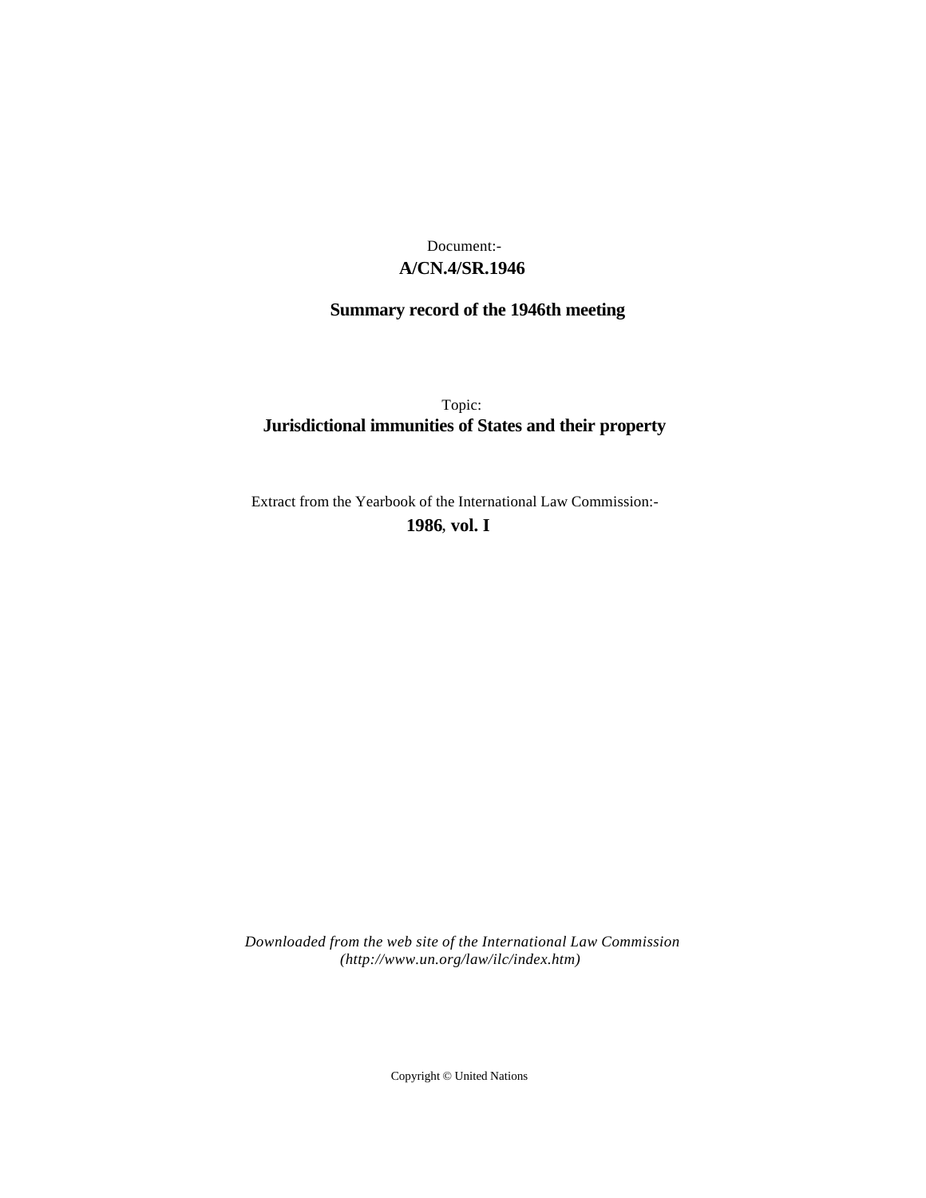Document:-

**A/CN.4/SR.1946**

**Summary record of the 1946th meeting**

Topic:

**Jurisdictional immunities of States and their property**

Extract from the Yearbook of the International Law Commission:-

**1986, vol. I**

*Downloaded from the web site of the International Law Commission (http://www.un.org/law/ilc/index.htm)*

Copyright © United Nations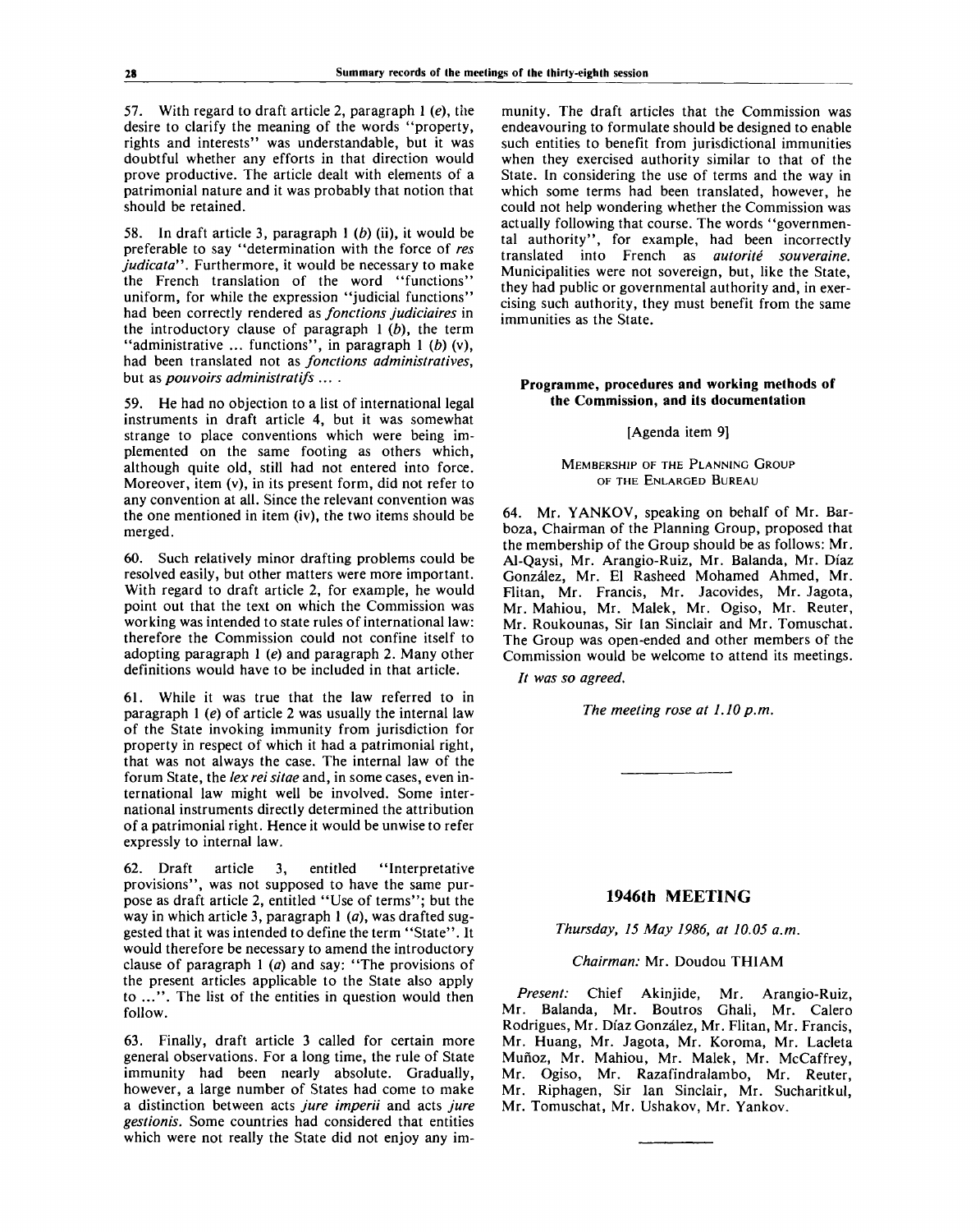57. With regard to draft article 2, paragraph 1 (*e*), the desire to clarify the meaning of the words "property, rights and interests" was understandable, but it was doubtful whether any efforts in that direction would prove productive. The article dealt with elements of a patrimonial nature and it was probably that notion that should be retained.

58. In draft article 3, paragraph 1 (*b*) (ii), it would be preferable to say "determination with the force of *res judicata*". Furthermore, it would be necessary to make the French translation of the word "functions" uniform, for while the expression "judicial functions" had been correctly rendered as *fonctions judiciaires* in the introductory clause of paragraph 1 (*b*), the term "administrative ... functions", in paragraph 1 (*b*) (v), had been translated not as *fonctions administratives*, but as *pouvoirs administratifs* ... .

59. He had no objection to a list of international legal instruments in draft article 4, but it was somewhat strange to place conventions which were being implemented on the same footing as others which, although quite old, still had not entered into force. Moreover, item (v), in its present form, did not refer to any convention at all. Since the relevant convention was the one mentioned in item (iv), the two items should be merged.

60. Such relatively minor drafting problems could be resolved easily, but other matters were more important. With regard to draft article 2, for example, he would point out that the text on which the Commission was working was intended to state rules of international law: therefore the Commission could not confine itself to adopting paragraph 1 (*e*) and paragraph 2. Many other definitions would have to be included in that article.

61. While it was true that the law referred to in paragraph 1 (*e*) of article 2 was usually the internal law of the State invoking immunity from jurisdiction for property in respect of which it had a patrimonial right, that was not always the case. The internal law of the forum State, the *lex rei sitae* and, in some cases, even international law might well be involved. Some international instruments directly determined the attribution of a patrimonial right. Hence it would be unwise to refer expressly to internal law.

62. Draft article 3, entitled "Interpretative provisions", was not supposed to have the same purpose as draft article 2, entitled "Use of terms"; but the way in which article 3, paragraph 1 (*a*), was drafted suggested that it was intended to define the term "State". It would therefore be necessary to amend the introductory clause of paragraph 1 (*a*) and say: "The provisions of the present articles applicable to the State also apply to ...". The list of the entities in question would then follow.

63. Finally, draft article 3 called for certain more general observations. For a long time, the rule of State immunity had been nearly absolute. Gradually, however, a large number of States had come to make a distinction between acts *jure imperii* and acts *jure gestionis*. Some countries had considered that entities which were not really the State did not enjoy any immunity. The draft articles that the Commission was endeavouring to formulate should be designed to enable such entities to benefit from jurisdictional immunities when they exercised authority similar to that of the State. In considering the use of terms and the way in which some terms had been translated, however, he could not help wondering whether the Commission was actually following that course. The words "governmental authority", for example, had been incorrectly translated into French as *autorité souveraine*. Municipalities were not sovereign, but, like the State, they had public or governmental authority and, in exercising such authority, they must benefit from the same immunities as the State.

## Programme, procedures and working methods of the Commission, and its documentation

[Agenda item 9]

### Membership of the Planning Group of the Enlarged Bureau

64. Mr. YANKOV, speaking on behalf of Mr. Barboza, Chairman of the Planning Group, proposed that the membership of the Group should be as follows: Mr. Al-Qaysi, Mr. Arangio-Ruiz, Mr. Balanda, Mr. Díaz González, Mr. El Rasheed Mohamed Ahmed, Mr. Flitan, Mr. Francis, Mr. Jacovides, Mr. Jagota, Mr. Mahiou, Mr. Malek, Mr. Ogiso, Mr. Reuter, Mr. Roukounas, Sir Ian Sinclair and Mr. Tomuschat. The Group was open-ended and other members of the Commission would be welcome to attend its meetings.

*It was so agreed.*

*The meeting rose at 1.10 p.m.*

---

# 1946th MEETING

*Thursday, 15 May 1986, at 10.05 a.m.*

*Chairman:* Mr. Doudou THIAM

*Present:* Chief Akinjide, Mr. Arangio-Ruiz, Mr. Balanda, Mr. Boutros Ghali, Mr. Calero Rodrigues, Mr. Díaz González, Mr. Flitan, Mr. Francis, Mr. Huang, Mr. Jagota, Mr. Koroma, Mr. Lacleta Muñoz, Mr. Mahiou, Mr. Malek, Mr. McCaffrey, Mr. Ogiso, Mr. Razafindralambo, Mr. Reuter, Mr. Riphagen, Sir Ian Sinclair, Mr. Sucharitkul, Mr. Tomuschat, Mr. Ushakov, Mr. Yankov.

---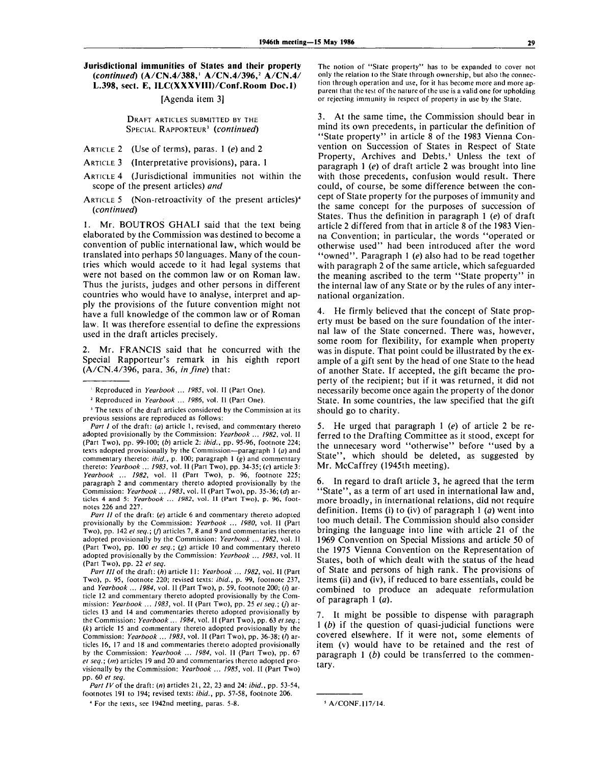**Jurisdictional immunities of States and their property (*continued*) (A/CN.4/388,[1] A/CN.4/396,[2] A/CN.4/L.398, sect. E, ILC(XXXVIII)/Conf.Room Doc.1)**

[Agenda item 3]

DRAFT ARTICLES SUBMITTED BY THE SPECIAL RAPPORTEUR[3] (*continued*)

ARTICLE 2 (Use of terms), paras. 1 (*e*) and 2

ARTICLE 3 (Interpretative provisions), para. 1

ARTICLE 4 (Jurisdictional immunities not within the scope of the present articles) *and*

ARTICLE 5 (Non-retroactivity of the present articles)[4] (*continued*)

1. Mr. BOUTROS GHALI said that the text being elaborated by the Commission was destined to become a convention of public international law, which would be translated into perhaps 50 languages. Many of the countries which would accede to it had legal systems that were not based on the common law or on Roman law. Thus the jurists, judges and other persons in different countries who would have to analyse, interpret and apply the provisions of the future convention might not have a full knowledge of the common law or of Roman law. It was therefore essential to define the expressions used in the draft articles precisely.

2. Mr. FRANCIS said that he concurred with the Special Rapporteur's remark in his eighth report (A/CN.4/396, para. 36, *in fine*) that:

> The notion of "State property" has to be expanded to cover not only the relation to the State through ownership, but also the connection through operation and use, for it has become more and more apparent that the test of the nature of the use is a valid one for upholding or rejecting immunity in respect of property in use by the State.

3. At the same time, the Commission should bear in mind its own precedents, in particular the definition of "State property" in article 8 of the 1983 Vienna Convention on Succession of States in Respect of State Property, Archives and Debts.[5] Unless the text of paragraph 1 (*e*) of draft article 2 was brought into line with those precedents, confusion would result. There could, of course, be some difference between the concept of State property for the purposes of immunity and the same concept for the purposes of succession of States. Thus the definition in paragraph 1 (*e*) of draft article 2 differed from that in article 8 of the 1983 Vienna Convention; in particular, the words "operated or otherwise used" had been introduced after the word "owned". Paragraph 1 (*e*) also had to be read together with paragraph 2 of the same article, which safeguarded the meaning ascribed to the term "State property" in the internal law of any State or by the rules of any international organization.

4. He firmly believed that the concept of State property must be based on the sure foundation of the internal law of the State concerned. There was, however, some room for flexibility, for example when property was in dispute. That point could be illustrated by the example of a gift sent by the head of one State to the head of another State. If accepted, the gift became the property of the recipient; but if it was returned, it did not necessarily become once again the property of the donor State. In some countries, the law specified that the gift should go to charity.

5. He urged that paragraph 1 (*e*) of article 2 be referred to the Drafting Committee as it stood, except for the unnecessary word "otherwise" before "used by a State", which should be deleted, as suggested by Mr. McCaffrey (1945th meeting).

6. In regard to draft article 3, he agreed that the term "State", as a term of art used in international law and, more broadly, in international relations, did not require definition. Items (i) to (iv) of paragraph 1 (*a*) went into too much detail. The Commission should also consider bringing the language into line with article 21 of the 1969 Convention on Special Missions and article 50 of the 1975 Vienna Convention on the Representation of States, both of which dealt with the status of the head of State and persons of high rank. The provisions of items (ii) and (iv), if reduced to bare essentials, could be combined to produce an adequate reformulation of paragraph 1 (*a*).

7. It might be possible to dispense with paragraph 1 (*b*) if the question of quasi-judicial functions were covered elsewhere. If it were not, some elements of item (v) would have to be retained and the rest of paragraph 1 (*b*) could be transferred to the commentary.

---

[1] Reproduced in *Yearbook ... 1985*, vol. II (Part One).

[2] Reproduced in *Yearbook ... 1986*, vol. II (Part One).

[3] The texts of the draft articles considered by the Commission at its previous sessions are reproduced as follows:

*Part I* of the draft: (*a*) article 1, revised, and commentary thereto adopted provisionally by the Commission: *Yearbook ... 1982*, vol. II (Part Two), pp. 99-100; (*b*) article 2: *ibid.*, pp. 95-96, footnote 224; texts adopted provisionally by the Commission—paragraph 1 (*a*) and commentary thereto: *ibid.*, p. 100; paragraph 1 (*g*) and commentary thereto: *Yearbook ... 1983*, vol. II (Part Two), pp. 34-35; (*c*) article 3: *Yearbook ... 1982*, vol. II (Part Two), p. 96, footnote 225; paragraph 2 and commentary thereto adopted provisionally by the Commission: *Yearbook ... 1983*, vol. II (Part Two), pp. 35-36; (*d*) articles 4 and 5: *Yearbook ... 1982*, vol. II (Part Two), p. 96, footnotes 226 and 227.

*Part II* of the draft: (*e*) article 6 and commentary thereto adopted provisionally by the Commission: *Yearbook ... 1980*, vol. II (Part Two), pp. 142 *et seq.*; (*f*) articles 7, 8 and 9 and commentaries thereto adopted provisionally by the Commission: *Yearbook ... 1982*, vol. II (Part Two), pp. 100 *et seq.*; (*g*) article 10 and commentary thereto adopted provisionally by the Commission: *Yearbook ... 1983*, vol. II (Part Two), pp. 22 *et seq.*

*Part III* of the draft: (*h*) article 11: *Yearbook ... 1982*, vol. II (Part Two), p. 95, footnote 220; revised texts: *ibid.*, p. 99, footnote 237, and *Yearbook ... 1984*, vol. II (Part Two), p. 59, footnote 200; (*i*) article 12 and commentary thereto adopted provisionally by the Commission: *Yearbook ... 1983*, vol. II (Part Two), pp. 25 *et seq.*; (*j*) articles 13 and 14 and commentaries thereto adopted provisionally by the Commission: *Yearbook ... 1984*, vol. II (Part Two), pp. 63 *et seq.*; (*k*) article 15 and commentary thereto adopted provisionally by the Commission: *Yearbook ... 1983*, vol. II (Part Two), pp. 36-38; (*l*) articles 16, 17 and 18 and commentaries thereto adopted provisionally by the Commission: *Yearbook ... 1984*, vol. II (Part Two), pp. 67 *et seq.*; (*m*) articles 19 and 20 and commentaries thereto adopted provisionally by the Commission: *Yearbook ... 1985*, vol. II (Part Two) pp. 60 *et seq.*

*Part IV* of the draft: (*n*) articles 21, 22, 23 and 24: *ibid.*, pp. 53-54, footnotes 191 to 194; revised texts: *ibid.*, pp. 57-58, footnote 206.

[4] For the texts, see 1942nd meeting, paras. 5-8.

[5] A/CONF.117/14.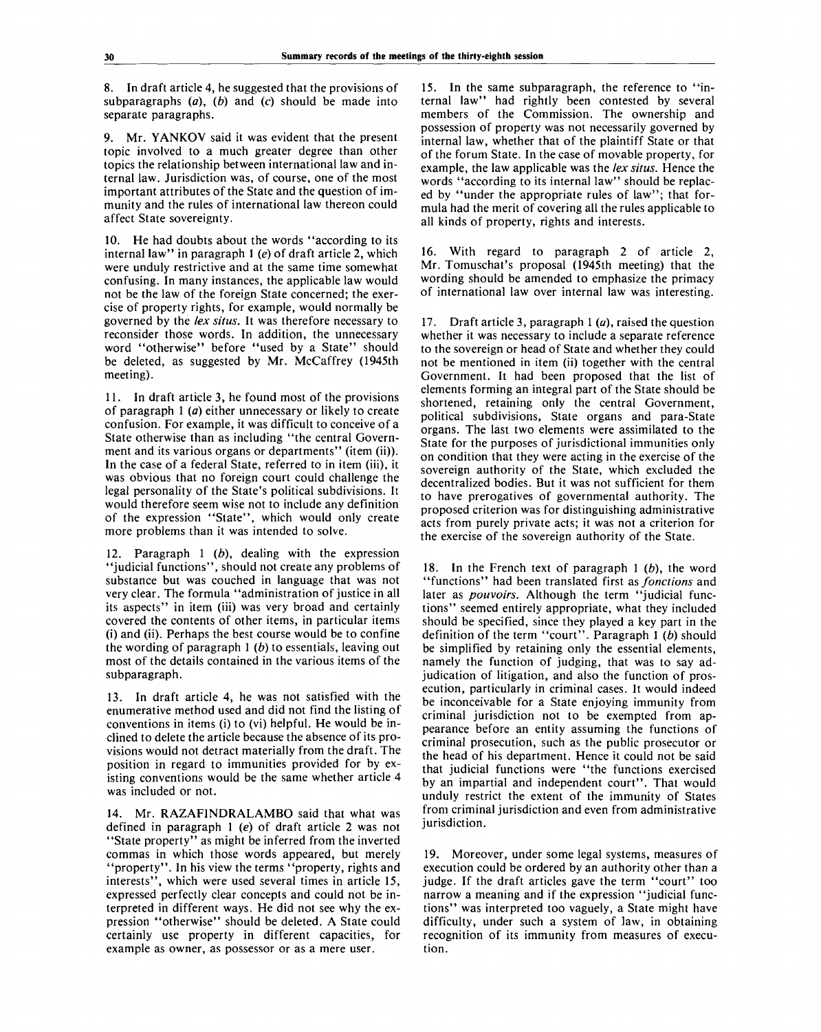8. In draft article 4, he suggested that the provisions of subparagraphs (*a*), (*b*) and (*c*) should be made into separate paragraphs.

9. Mr. YANKOV said it was evident that the present topic involved to a much greater degree than other topics the relationship between international law and internal law. Jurisdiction was, of course, one of the most important attributes of the State and the question of immunity and the rules of international law thereon could affect State sovereignty.

10. He had doubts about the words "according to its internal law" in paragraph 1 (*e*) of draft article 2, which were unduly restrictive and at the same time somewhat confusing. In many instances, the applicable law would not be the law of the foreign State concerned; the exercise of property rights, for example, would normally be governed by the *lex situs*. It was therefore necessary to reconsider those words. In addition, the unnecessary word "otherwise" before "used by a State" should be deleted, as suggested by Mr. McCaffrey (1945th meeting).

11. In draft article 3, he found most of the provisions of paragraph 1 (*a*) either unnecessary or likely to create confusion. For example, it was difficult to conceive of a State otherwise than as including "the central Government and its various organs or departments" (item (ii)). In the case of a federal State, referred to in item (iii), it was obvious that no foreign court could challenge the legal personality of the State's political subdivisions. It would therefore seem wise not to include any definition of the expression "State", which would only create more problems than it was intended to solve.

12. Paragraph 1 (*b*), dealing with the expression "judicial functions", should not create any problems of substance but was couched in language that was not very clear. The formula "administration of justice in all its aspects" in item (iii) was very broad and certainly covered the contents of other items, in particular items (i) and (ii). Perhaps the best course would be to confine the wording of paragraph 1 (*b*) to essentials, leaving out most of the details contained in the various items of the subparagraph.

13. In draft article 4, he was not satisfied with the enumerative method used and did not find the listing of conventions in items (i) to (vi) helpful. He would be inclined to delete the article because the absence of its provisions would not detract materially from the draft. The position in regard to immunities provided for by existing conventions would be the same whether article 4 was included or not.

14. Mr. RAZAFINDRALAMBO said that what was defined in paragraph 1 (*e*) of draft article 2 was not "State property" as might be inferred from the inverted commas in which those words appeared, but merely "property". In his view the terms "property, rights and interests", which were used several times in article 15, expressed perfectly clear concepts and could not be interpreted in different ways. He did not see why the expression "otherwise" should be deleted. A State could certainly use property in different capacities, for example as owner, as possessor or as a mere user.

15. In the same subparagraph, the reference to "internal law" had rightly been contested by several members of the Commission. The ownership and possession of property was not necessarily governed by internal law, whether that of the plaintiff State or that of the forum State. In the case of movable property, for example, the law applicable was the *lex situs*. Hence the words "according to its internal law" should be replaced by "under the appropriate rules of law"; that formula had the merit of covering all the rules applicable to all kinds of property, rights and interests.

16. With regard to paragraph 2 of article 2, Mr. Tomuschat's proposal (1945th meeting) that the wording should be amended to emphasize the primacy of international law over internal law was interesting.

17. Draft article 3, paragraph 1 (*a*), raised the question whether it was necessary to include a separate reference to the sovereign or head of State and whether they could not be mentioned in item (ii) together with the central Government. It had been proposed that the list of elements forming an integral part of the State should be shortened, retaining only the central Government, political subdivisions, State organs and para-State organs. The last two elements were assimilated to the State for the purposes of jurisdictional immunities only on condition that they were acting in the exercise of the sovereign authority of the State, which excluded the decentralized bodies. But it was not sufficient for them to have prerogatives of governmental authority. The proposed criterion was for distinguishing administrative acts from purely private acts; it was not a criterion for the exercise of the sovereign authority of the State.

18. In the French text of paragraph 1 (*b*), the word "functions" had been translated first as *fonctions* and later as *pouvoirs*. Although the term "judicial functions" seemed entirely appropriate, what they included should be specified, since they played a key part in the definition of the term "court". Paragraph 1 (*b*) should be simplified by retaining only the essential elements, namely the function of judging, that was to say adjudication of litigation, and also the function of prosecution, particularly in criminal cases. It would indeed be inconceivable for a State enjoying immunity from criminal jurisdiction not to be exempted from appearance before an entity assuming the functions of criminal prosecution, such as the public prosecutor or the head of his department. Hence it could not be said that judicial functions were "the functions exercised by an impartial and independent court". That would unduly restrict the extent of the immunity of States from criminal jurisdiction and even from administrative jurisdiction.

19. Moreover, under some legal systems, measures of execution could be ordered by an authority other than a judge. If the draft articles gave the term "court" too narrow a meaning and if the expression "judicial functions" was interpreted too vaguely, a State might have difficulty, under such a system of law, in obtaining recognition of its immunity from measures of execution.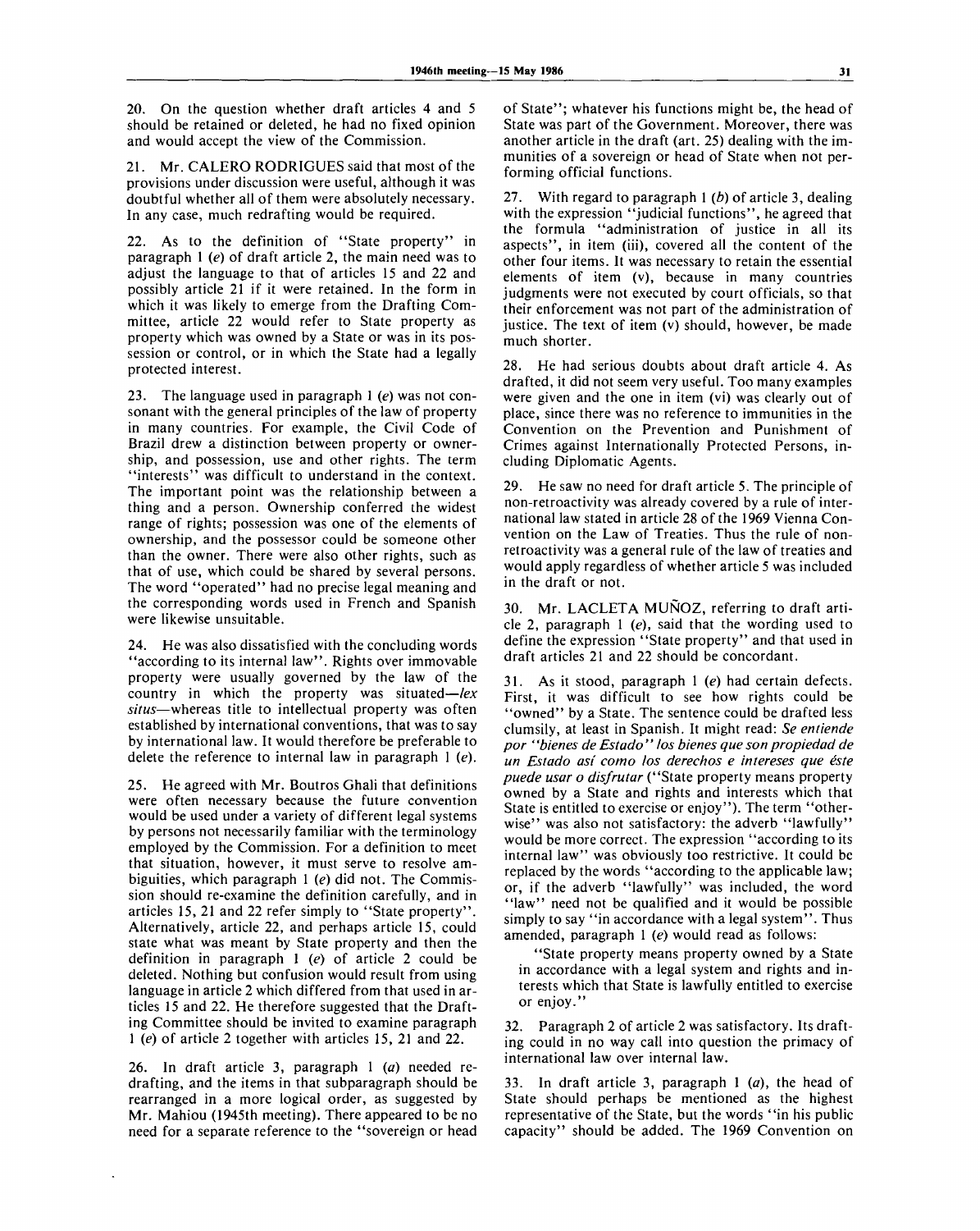20. On the question whether draft articles 4 and 5 should be retained or deleted, he had no fixed opinion and would accept the view of the Commission.

21. Mr. CALERO RODRIGUES said that most of the provisions under discussion were useful, although it was doubtful whether all of them were absolutely necessary. In any case, much redrafting would be required.

22. As to the definition of "State property" in paragraph 1 (*e*) of draft article 2, the main need was to adjust the language to that of articles 15 and 22 and possibly article 21 if it were retained. In the form in which it was likely to emerge from the Drafting Committee, article 22 would refer to State property as property which was owned by a State or was in its possession or control, or in which the State had a legally protected interest.

23. The language used in paragraph 1 (*e*) was not consonant with the general principles of the law of property in many countries. For example, the Civil Code of Brazil drew a distinction between property or ownership, and possession, use and other rights. The term "interests" was difficult to understand in the context. The important point was the relationship between a thing and a person. Ownership conferred the widest range of rights; possession was one of the elements of ownership, and the possessor could be someone other than the owner. There were also other rights, such as that of use, which could be shared by several persons. The word "operated" had no precise legal meaning and the corresponding words used in French and Spanish were likewise unsuitable.

24. He was also dissatisfied with the concluding words "according to its internal law". Rights over immovable property were usually governed by the law of the country in which the property was situated—*lex situs*—whereas title to intellectual property was often established by international conventions, that was to say by international law. It would therefore be preferable to delete the reference to internal law in paragraph 1 (*e*).

25. He agreed with Mr. Boutros Ghali that definitions were often necessary because the future convention would be used under a variety of different legal systems by persons not necessarily familiar with the terminology employed by the Commission. For a definition to meet that situation, however, it must serve to resolve ambiguities, which paragraph 1 (*e*) did not. The Commission should re-examine the definition carefully, and in articles 15, 21 and 22 refer simply to "State property". Alternatively, article 22, and perhaps article 15, could state what was meant by State property and then the definition in paragraph 1 (*e*) of article 2 could be deleted. Nothing but confusion would result from using language in article 2 which differed from that used in articles 15 and 22. He therefore suggested that the Drafting Committee should be invited to examine paragraph 1 (*e*) of article 2 together with articles 15, 21 and 22.

26. In draft article 3, paragraph 1 (*a*) needed redrafting, and the items in that subparagraph should be rearranged in a more logical order, as suggested by Mr. Mahiou (1945th meeting). There appeared to be no need for a separate reference to the "sovereign or head of State"; whatever his functions might be, the head of State was part of the Government. Moreover, there was another article in the draft (art. 25) dealing with the immunities of a sovereign or head of State when not performing official functions.

27. With regard to paragraph 1 (*b*) of article 3, dealing with the expression "judicial functions", he agreed that the formula "administration of justice in all its aspects", in item (iii), covered all the content of the other four items. It was necessary to retain the essential elements of item (v), because in many countries judgments were not executed by court officials, so that their enforcement was not part of the administration of justice. The text of item (v) should, however, be made much shorter.

28. He had serious doubts about draft article 4. As drafted, it did not seem very useful. Too many examples were given and the one in item (vi) was clearly out of place, since there was no reference to immunities in the Convention on the Prevention and Punishment of Crimes against Internationally Protected Persons, including Diplomatic Agents.

29. He saw no need for draft article 5. The principle of non-retroactivity was already covered by a rule of international law stated in article 28 of the 1969 Vienna Convention on the Law of Treaties. Thus the rule of non-retroactivity was a general rule of the law of treaties and would apply regardless of whether article 5 was included in the draft or not.

30. Mr. LACLETA MUÑOZ, referring to draft article 2, paragraph 1 (*e*), said that the wording used to define the expression "State property" and that used in draft articles 21 and 22 should be concordant.

31. As it stood, paragraph 1 (*e*) had certain defects. First, it was difficult to see how rights could be "owned" by a State. The sentence could be drafted less clumsily, at least in Spanish. It might read: *Se entiende por "bienes de Estado" los bienes que son propiedad de un Estado así como los derechos e intereses que éste puede usar o disfrutar* ("State property means property owned by a State and rights and interests which that State is entitled to exercise or enjoy"). The term "otherwise" was also not satisfactory: the adverb "lawfully" would be more correct. The expression "according to its internal law" was obviously too restrictive. It could be replaced by the words "according to the applicable law; or, if the adverb "lawfully" was included, the word "law" need not be qualified and it would be possible simply to say "in accordance with a legal system". Thus amended, paragraph 1 (*e*) would read as follows:

> "State property means property owned by a State in accordance with a legal system and rights and interests which that State is lawfully entitled to exercise or enjoy."

32. Paragraph 2 of article 2 was satisfactory. Its drafting could in no way call into question the primacy of international law over internal law.

33. In draft article 3, paragraph 1 (*a*), the head of State should perhaps be mentioned as the highest representative of the State, but the words "in his public capacity" should be added. The 1969 Convention on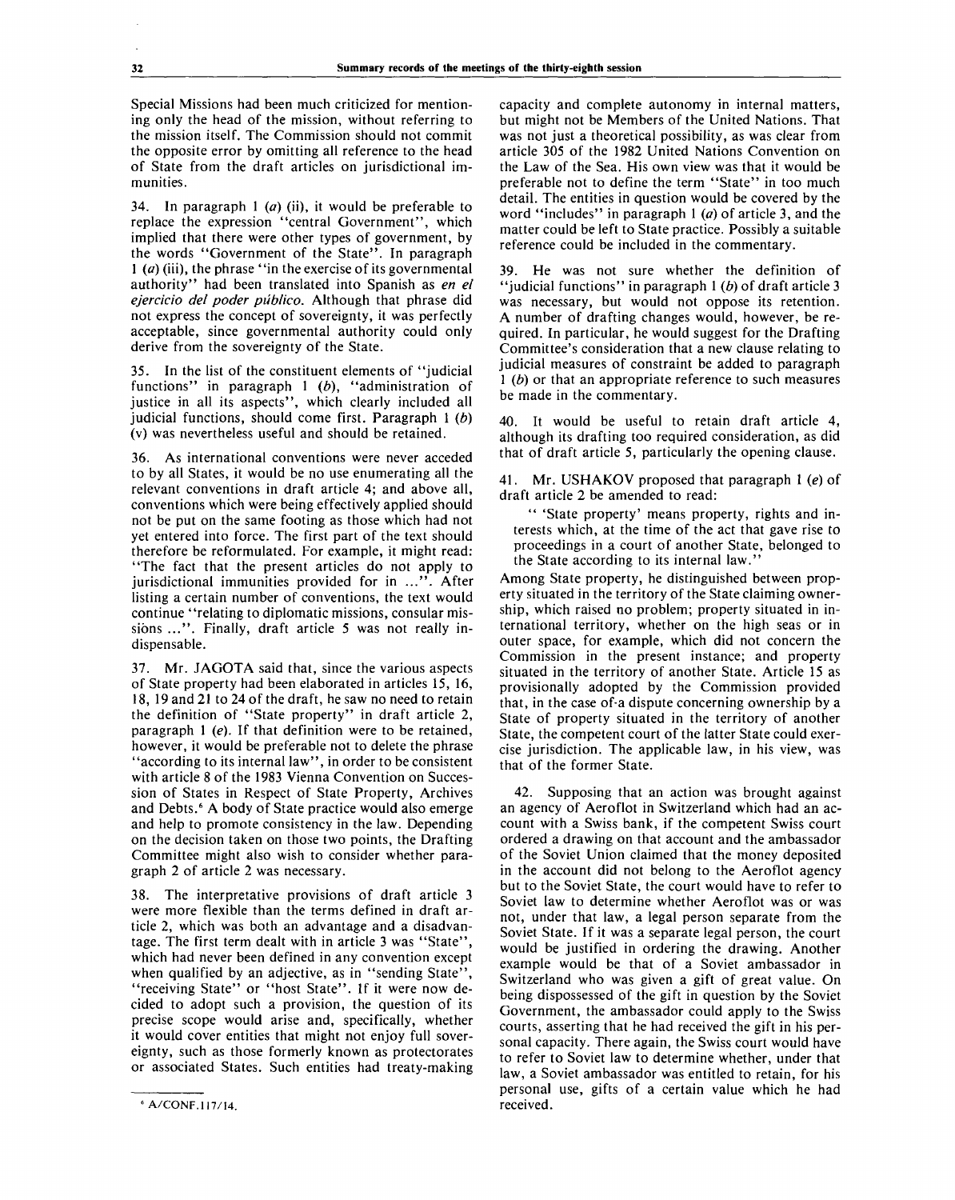Special Missions had been much criticized for mentioning only the head of the mission, without referring to the mission itself. The Commission should not commit the opposite error by omitting all reference to the head of State from the draft articles on jurisdictional immunities.

34. In paragraph 1 (*a*) (ii), it would be preferable to replace the expression "central Government", which implied that there were other types of government, by the words "Government of the State". In paragraph 1 (*a*) (iii), the phrase "in the exercise of its governmental authority" had been translated into Spanish as *en el ejercicio del poder público*. Although that phrase did not express the concept of sovereignty, it was perfectly acceptable, since governmental authority could only derive from the sovereignty of the State.

35. In the list of the constituent elements of "judicial functions" in paragraph 1 (*b*), "administration of justice in all its aspects", which clearly included all judicial functions, should come first. Paragraph 1 (*b*) (v) was nevertheless useful and should be retained.

36. As international conventions were never acceded to by all States, it would be no use enumerating all the relevant conventions in draft article 4; and above all, conventions which were being effectively applied should not be put on the same footing as those which had not yet entered into force. The first part of the text should therefore be reformulated. For example, it might read: "The fact that the present articles do not apply to jurisdictional immunities provided for in ...". After listing a certain number of conventions, the text would continue "relating to diplomatic missions, consular missions ...". Finally, draft article 5 was not really indispensable.

37. Mr. JAGOTA said that, since the various aspects of State property had been elaborated in articles 15, 16, 18, 19 and 21 to 24 of the draft, he saw no need to retain the definition of "State property" in draft article 2, paragraph 1 (*e*). If that definition were to be retained, however, it would be preferable not to delete the phrase "according to its internal law", in order to be consistent with article 8 of the 1983 Vienna Convention on Succession of States in Respect of State Property, Archives and Debts.[6] A body of State practice would also emerge and help to promote consistency in the law. Depending on the decision taken on those two points, the Drafting Committee might also wish to consider whether paragraph 2 of article 2 was necessary.

38. The interpretative provisions of draft article 3 were more flexible than the terms defined in draft article 2, which was both an advantage and a disadvantage. The first term dealt with in article 3 was "State", which had never been defined in any convention except when qualified by an adjective, as in "sending State", "receiving State" or "host State". If it were now decided to adopt such a provision, the question of its precise scope would arise and, specifically, whether it would cover entities that might not enjoy full sovereignty, such as those formerly known as protectorates or associated States. Such entities had treaty-making capacity and complete autonomy in internal matters, but might not be Members of the United Nations. That was not just a theoretical possibility, as was clear from article 305 of the 1982 United Nations Convention on the Law of the Sea. His own view was that it would be preferable not to define the term "State" in too much detail. The entities in question would be covered by the word "includes" in paragraph 1 (*a*) of article 3, and the matter could be left to State practice. Possibly a suitable reference could be included in the commentary.

39. He was not sure whether the definition of "judicial functions" in paragraph 1 (*b*) of draft article 3 was necessary, but would not oppose its retention. A number of drafting changes would, however, be required. In particular, he would suggest for the Drafting Committee's consideration that a new clause relating to judicial measures of constraint be added to paragraph 1 (*b*) or that an appropriate reference to such measures be made in the commentary.

40. It would be useful to retain draft article 4, although its drafting too required consideration, as did that of draft article 5, particularly the opening clause.

41. Mr. USHAKOV proposed that paragraph 1 (*e*) of draft article 2 be amended to read:

> " 'State property' means property, rights and interests which, at the time of the act that gave rise to proceedings in a court of another State, belonged to the State according to its internal law."

Among State property, he distinguished between property situated in the territory of the State claiming ownership, which raised no problem; property situated in international territory, whether on the high seas or in outer space, for example, which did not concern the Commission in the present instance; and property situated in the territory of another State. Article 15 as provisionally adopted by the Commission provided that, in the case of a dispute concerning ownership by a State of property situated in the territory of another State, the competent court of the latter State could exercise jurisdiction. The applicable law, in his view, was that of the former State.

42. Supposing that an action was brought against an agency of Aeroflot in Switzerland which had an account with a Swiss bank, if the competent Swiss court ordered a drawing on that account and the ambassador of the Soviet Union claimed that the money deposited in the account did not belong to the Aeroflot agency but to the Soviet State, the court would have to refer to Soviet law to determine whether Aeroflot was or was not, under that law, a legal person separate from the Soviet State. If it was a separate legal person, the court would be justified in ordering the drawing. Another example would be that of a Soviet ambassador in Switzerland who was given a gift of great value. On being dispossessed of the gift in question by the Soviet Government, the ambassador could apply to the Swiss courts, asserting that he had received the gift in his personal capacity. There again, the Swiss court would have to refer to Soviet law to determine whether, under that law, a Soviet ambassador was entitled to retain, for his personal use, gifts of a certain value which he had received.

---

[6] A/CONF.117/14.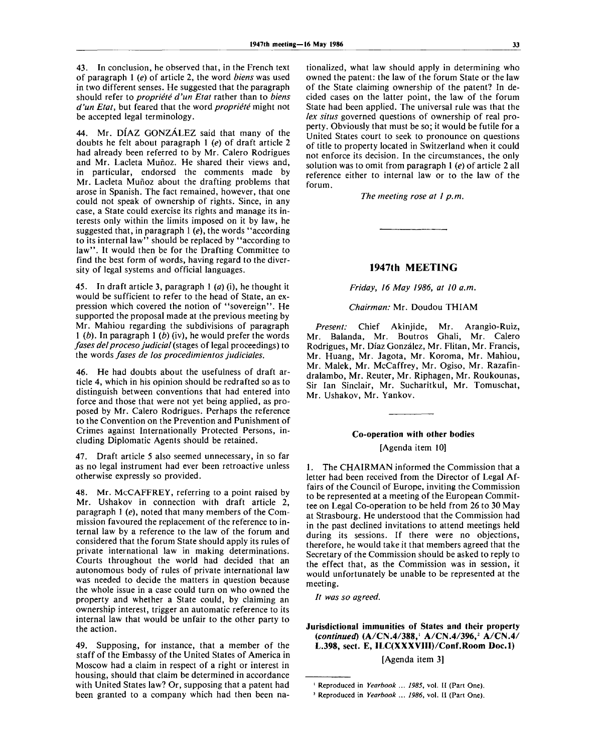43. In conclusion, he observed that, in the French text of paragraph 1 (*e*) of article 2, the word *biens* was used in two different senses. He suggested that the paragraph should refer to *propriété d'un Etat* rather than to *biens d'un Etat*, but feared that the word *propriété* might not be accepted legal terminology.

44. Mr. DÍAZ GONZÁLEZ said that many of the doubts he felt about paragraph 1 (*e*) of draft article 2 had already been referred to by Mr. Calero Rodrigues and Mr. Lacleta Muñoz. He shared their views and, in particular, endorsed the comments made by Mr. Lacleta Muñoz about the drafting problems that arose in Spanish. The fact remained, however, that one could not speak of ownership of rights. Since, in any case, a State could exercise its rights and manage its interests only within the limits imposed on it by law, he suggested that, in paragraph 1 (*e*), the words "according to its internal law" should be replaced by "according to law". It would then be for the Drafting Committee to find the best form of words, having regard to the diversity of legal systems and official languages.

45. In draft article 3, paragraph 1 (*a*) (i), he thought it would be sufficient to refer to the head of State, an expression which covered the notion of "sovereign". He supported the proposal made at the previous meeting by Mr. Mahiou regarding the subdivisions of paragraph 1 (*b*). In paragraph 1 (*b*) (iv), he would prefer the words *fases del proceso judicial* (stages of legal proceedings) to the words *fases de los procedimientos judiciales*.

46. He had doubts about the usefulness of draft article 4, which in his opinion should be redrafted so as to distinguish between conventions that had entered into force and those that were not yet being applied, as proposed by Mr. Calero Rodrigues. Perhaps the reference to the Convention on the Prevention and Punishment of Crimes against Internationally Protected Persons, including Diplomatic Agents should be retained.

47. Draft article 5 also seemed unnecessary, in so far as no legal instrument had ever been retroactive unless otherwise expressly so provided.

48. Mr. McCAFFREY, referring to a point raised by Mr. Ushakov in connection with draft article 2, paragraph 1 (*e*), noted that many members of the Commission favoured the replacement of the reference to internal law by a reference to the law of the forum and considered that the forum State should apply its rules of private international law in making determinations. Courts throughout the world had decided that an autonomous body of rules of private international law was needed to decide the matters in question because the whole issue in a case could turn on who owned the property and whether a State could, by claiming an ownership interest, trigger an automatic reference to its internal law that would be unfair to the other party to the action.

49. Supposing, for instance, that a member of the staff of the Embassy of the United States of America in Moscow had a claim in respect of a right or interest in housing, should that claim be determined in accordance with United States law? Or, supposing that a patent had been granted to a company which had then been nationalized, what law should apply in determining who owned the patent: the law of the forum State or the law of the State claiming ownership of the patent? In decided cases on the latter point, the law of the forum State had been applied. The universal rule was that the *lex situs* governed questions of ownership of real property. Obviously that must be so; it would be futile for a United States court to seek to pronounce on questions of title to property located in Switzerland when it could not enforce its decision. In the circumstances, the only solution was to omit from paragraph 1 (*e*) of article 2 all reference either to internal law or to the law of the forum.

*The meeting rose at 1 p.m.*

---

## 1947th MEETING

*Friday, 16 May 1986, at 10 a.m.*

*Chairman:* Mr. Doudou THIAM

*Present:* Chief Akinjide, Mr. Arangio-Ruiz, Mr. Balanda, Mr. Boutros Ghali, Mr. Calero Rodrigues, Mr. Díaz González, Mr. Flitan, Mr. Francis, Mr. Huang, Mr. Jagota, Mr. Koroma, Mr. Mahiou, Mr. Malek, Mr. McCaffrey, Mr. Ogiso, Mr. Razafindralambo, Mr. Reuter, Mr. Riphagen, Mr. Roukounas, Sir Ian Sinclair, Mr. Sucharitkul, Mr. Tomuschat, Mr. Ushakov, Mr. Yankov.

---

### Co-operation with other bodies

[Agenda item 10]

1. The CHAIRMAN informed the Commission that a letter had been received from the Director of Legal Affairs of the Council of Europe, inviting the Commission to be represented at a meeting of the European Committee on Legal Co-operation to be held from 26 to 30 May at Strasbourg. He understood that the Commission had in the past declined invitations to attend meetings held during its sessions. If there were no objections, therefore, he would take it that members agreed that the Secretary of the Commission should be asked to reply to the effect that, as the Commission was in session, it would unfortunately be unable to be represented at the meeting.

*It was so agreed.*

### Jurisdictional immunities of States and their property (*continued*) (A/CN.4/388,[1] A/CN.4/396,[2] A/CN.4/L.398, sect. E, ILC(XXXVIII)/Conf.Room Doc.1)

[Agenda item 3]

---

[1] Reproduced in *Yearbook ... 1985*, vol. II (Part One).

[2] Reproduced in *Yearbook ... 1986*, vol. II (Part One).